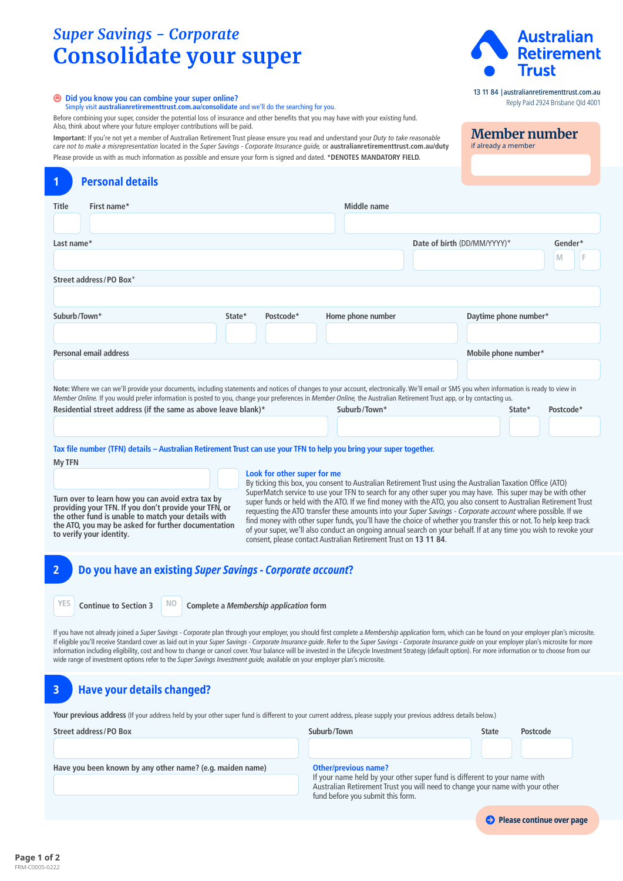*Super Savings – Corporate*

# Consolidate your super

**Australian Retirement Trust**

13 11 84 | australianretirementtrust.com.au
Reply Paid 2924 Brisbane Qld 4001

**Did you know you can combine your super online?**
Simply visit **australianretirementtrust.com.au/consolidate** and we'll do the searching for you.

Before combining your super, consider the potential loss of insurance and other benefits that you may have with your existing fund. Also, think about where your future employer contributions will be paid.

**Important:** If you're not yet a member of Australian Retirement Trust please ensure you read and understand your *Duty to take reasonable care not to make a misrepresentation* located in the *Super Savings - Corporate Insurance guide*, or **australianretirementtrust.com.au/duty**

Please provide us with as much information as possible and ensure your form is signed and dated. ***DENOTES MANDATORY FIELD.**

**Member number**
if already a member

## 1 Personal details

Title

First name*

Middle name

Last name*

Date of birth (DD/MM/YYYY)*

Gender* M F

Street address / PO Box*

Suburb / Town*

State*

Postcode*

Home phone number

Daytime phone number*

Personal email address

Mobile phone number*

**Note:** Where we can we'll provide your documents, including statements and notices of changes to your account, electronically. We'll email or SMS you when information is ready to view in *Member Online*. If you would prefer information is posted to you, change your preferences in *Member Online*, the Australian Retirement Trust app, or by contacting us.

Residential street address (if the same as above leave blank)*

Suburb / Town*

State*

Postcode*

**Tax file number (TFN) details – Australian Retirement Trust can use your TFN to help you bring your super together.**

My TFN

**Turn over to learn how you can avoid extra tax by providing your TFN. If you don't provide your TFN, or the other fund is unable to match your details with the ATO, you may be asked for further documentation to verify your identity.**

**Look for other super for me**
By ticking this box, you consent to Australian Retirement Trust using the Australian Taxation Office (ATO) SuperMatch service to use your TFN to search for any other super you may have. This super may be with other super funds or held with the ATO. If we find money with the ATO, you also consent to Australian Retirement Trust requesting the ATO transfer these amounts into your *Super Savings - Corporate account* where possible. If we find money with other super funds, you'll have the choice of whether you transfer this or not. To help keep track of your super, we'll also conduct an ongoing annual search on your behalf. If at any time you wish to revoke your consent, please contact Australian Retirement Trust on **13 11 84**.

## 2 Do you have an existing *Super Savings - Corporate account?*

YES Continue to Section 3 NO Complete a *Membership application* form

If you have not already joined a *Super Savings - Corporate* plan through your employer, you should first complete a *Membership application* form, which can be found on your employer plan's microsite. If eligible you'll receive Standard cover as laid out in your *Super Savings - Corporate Insurance guide*. Refer to the *Super Savings - Corporate Insurance guide* on your employer plan's microsite for more information including eligibility, cost and how to change or cancel cover. Your balance will be invested in the Lifecycle Investment Strategy (default option). For more information or to choose from our wide range of investment options refer to the *Super Savings Investment guide*, available on your employer plan's microsite.

## 3 Have your details changed?

**Your previous address** (If your address held by your other super fund is different to your current address, please supply your previous address details below.)

Street address / PO Box

Suburb / Town

State

Postcode

Have you been known by any other name? (e.g. maiden name)

**Other/previous name?**
If your name held by your other super fund is different to your name with Australian Retirement Trust you will need to change your name with your other fund before you submit this form.

**Please continue over page**

FRM-C0005-0222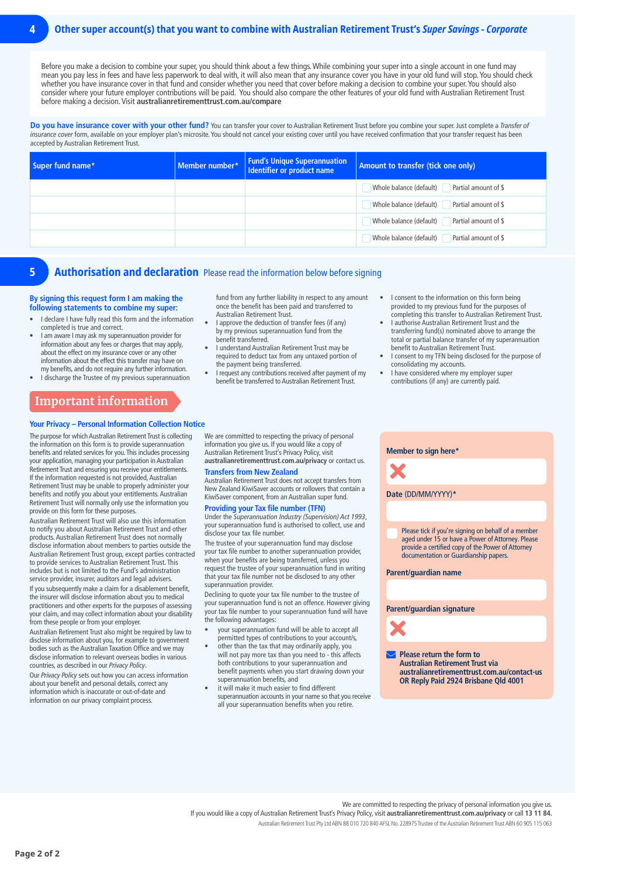## 4 Other super account(s) that you want to combine with Australian Retirement Trust's *Super Savings - Corporate*

Before you make a decision to combine your super, you should think about a few things. While combining your super into a single account in one fund may mean you pay less in fees and have less paperwork to deal with, it will also mean that any insurance cover you have in your old fund will stop. You should check whether you have insurance cover in that fund and consider whether you need that cover before making a decision to combine your super. You should also consider where your future employer contributions will be paid. You should also compare the other features of your old fund with Australian Retirement Trust before making a decision. Visit **australianretirementtrust.com.au/compare**

**Do you have insurance cover with your other fund?** You can transfer your cover to Australian Retirement Trust before you combine your super. Just complete a *Transfer of insurance cover* form, available on your employer plan's microsite. You should not cancel your existing cover until you have received confirmation that your transfer request has been accepted by Australian Retirement Trust.

| Super fund name* | Member number* | Fund's Unique Superannuation Identifier or product name | Amount to transfer (tick one only) |
|---|---|---|---|
| | | | ☐ Whole balance (default) ☐ Partial amount of $ |
| | | | ☐ Whole balance (default) ☐ Partial amount of $ |
| | | | ☐ Whole balance (default) ☐ Partial amount of $ |
| | | | ☐ Whole balance (default) ☐ Partial amount of $ |

## 5 Authorisation and declaration Please read the information below before signing

**By signing this request form I am making the following statements to combine my super:**

- I declare I have fully read this form and the information completed is true and correct.
- I am aware I may ask my superannuation provider for information about any fees or charges that may apply, about the effect on my insurance cover or any other information about the effect this transfer may have on my benefits, and do not require any further information.
- I discharge the Trustee of my previous superannuation fund from any further liability in respect to any amount once the benefit has been paid and transferred to Australian Retirement Trust.
- I approve the deduction of transfer fees (if any) by my previous superannuation fund from the benefit transferred.
- I understand Australian Retirement Trust may be required to deduct tax from any untaxed portion of the payment being transferred.
- I request any contributions received after payment of my benefit be transferred to Australian Retirement Trust.
- I consent to the information on this form being provided to my previous fund for the purposes of completing this transfer to Australian Retirement Trust.
- I authorise Australian Retirement Trust and the transferring fund(s) nominated above to arrange the total or partial balance transfer of my superannuation benefit to Australian Retirement Trust.
- I consent to my TFN being disclosed for the purpose of consolidating my accounts.
- I have considered where my employer super contributions (if any) are currently paid.

## Important information

### Your Privacy – Personal Information Collection Notice

The purpose for which Australian Retirement Trust is collecting the information on this form is to provide superannuation benefits and related services for you. This includes processing your application, managing your participation in Australian Retirement Trust and ensuring you receive your entitlements. If the information requested is not provided, Australian Retirement Trust may be unable to properly administer your benefits and notify you about your entitlements. Australian Retirement Trust will normally only use the information you provide on this form for these purposes.

Australian Retirement Trust will also use this information to notify you about Australian Retirement Trust and other products. Australian Retirement Trust does not normally disclose information about members to parties outside the Australian Retirement Trust group, except parties contracted to provide services to Australian Retirement Trust. This includes but is not limited to the Fund's administration service provider, insurer, auditors and legal advisers.

If you subsequently make a claim for a disablement benefit, the insurer will disclose information about you to medical practitioners and other experts for the purposes of assessing your claim, and may collect information about your disability from these people or from your employer.

Australian Retirement Trust also might be required by law to disclose information about you, for example to government bodies such as the Australian Taxation Office and we may disclose information to relevant overseas bodies in various countries, as described in our *Privacy Policy*.

Our *Privacy Policy* sets out how you can access information about your benefit and personal details, correct any information which is inaccurate or out-of-date and information on our privacy complaint process.

We are committed to respecting the privacy of personal information you give us. If you would like a copy of Australian Retirement Trust's Privacy Policy, visit **australianretirementtrust.com.au/privacy** or contact us.

### Transfers from New Zealand

Australian Retirement Trust does not accept transfers from New Zealand KiwiSaver accounts or rollovers that contain a KiwiSaver component, from an Australian super fund.

### Providing your Tax file number (TFN)

Under the *Superannuation Industry (Supervision) Act 1993*, your superannuation fund is authorised to collect, use and disclose your tax file number.

The trustee of your superannuation fund may disclose your tax file number to another superannuation provider, when your benefits are being transferred, unless you request the trustee of your superannuation fund in writing that your tax file number not be disclosed to any other superannuation provider.

Declining to quote your tax file number to the trustee of your superannuation fund is not an offence. However giving your tax file number to your superannuation fund will have the following advantages:

- your superannuation fund will be able to accept all permitted types of contributions to your account/s,
- other than the tax that may ordinarily apply, you will not pay more tax than you need to - this affects both contributions to your superannuation and benefit payments when you start drawing down your superannuation benefits, and
- it will make it much easier to find different superannuation accounts in your name so that you receive all your superannuation benefits when you retire.

**Member to sign here***

✗

**Date** (DD/MM/YYYY)*

☐ Please tick if you're signing on behalf of a member aged under 15 or have a Power of Attorney. Please provide a certified copy of the Power of Attorney documentation or Guardianship papers.

**Parent/guardian name**

**Parent/guardian signature**

✗

**Please return the form to Australian Retirement Trust via australianretirementtrust.com.au/contact-us OR Reply Paid 2924 Brisbane Qld 4001**

We are committed to respecting the privacy of personal information you give us.
If you would like a copy of Australian Retirement Trust's Privacy Policy, visit **australianretirementtrust.com.au/privacy** or call **13 11 84.**

Australian Retirement Trust Pty Ltd ABN 88 010 720 840 AFSL No. 228975 Trustee of the Australian Retirement Trust ABN 60 905 115 063